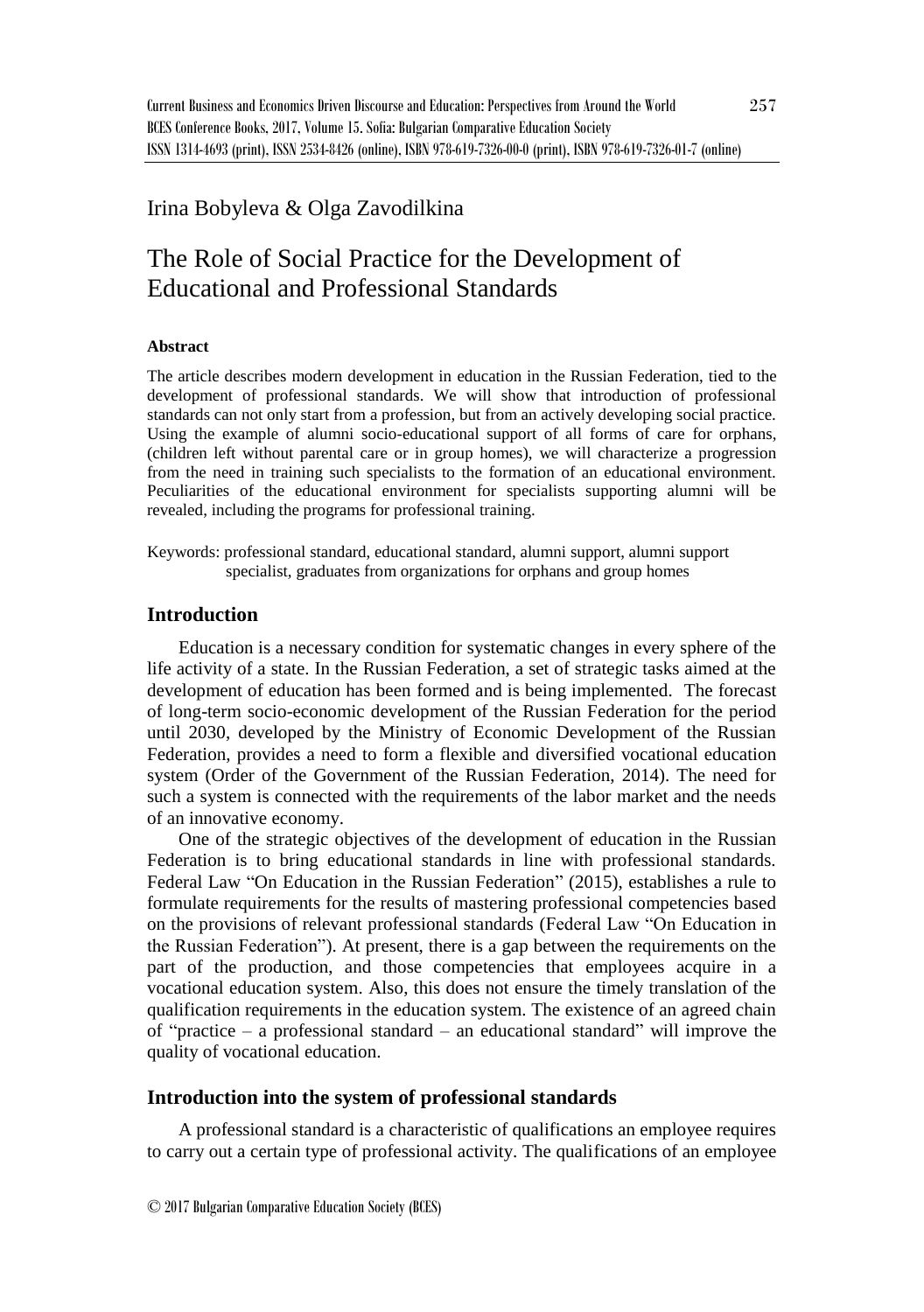Irina Bobyleva & Olga Zavodilkina

# The Role of Social Practice for the Development of Educational and Professional Standards

**Abstract**

The article describes modern development in education in the Russian Federation, tied to the development of professional standards. We will show that introduction of professional standards can not only start from a profession, but from an actively developing social practice. Using the example of alumni socio-educational support of all forms of care for orphans, (children left without parental care or in group homes), we will characterize a progression from the need in training such specialists to the formation of an educational environment. Peculiarities of the educational environment for specialists supporting alumni will be revealed, including the programs for professional training.

Keywords: professional standard, educational standard, alumni support, alumni support specialist, graduates from organizations for orphans and group homes

## Introduction

Education is a necessary condition for systematic changes in every sphere of the life activity of a state. In the Russian Federation, a set of strategic tasks aimed at the development of education has been formed and is being implemented. The forecast of long-term socio-economic development of the Russian Federation for the period until 2030, developed by the Ministry of Economic Development of the Russian Federation, provides a need to form a flexible and diversified vocational education system (Order of the Government of the Russian Federation, 2014). The need for such a system is connected with the requirements of the labor market and the needs of an innovative economy.

One of the strategic objectives of the development of education in the Russian Federation is to bring educational standards in line with professional standards. Federal Law "On Education in the Russian Federation" (2015), establishes a rule to formulate requirements for the results of mastering professional competencies based on the provisions of relevant professional standards (Federal Law "On Education in the Russian Federation"). At present, there is a gap between the requirements on the part of the production, and those competencies that employees acquire in a vocational education system. Also, this does not ensure the timely translation of the qualification requirements in the education system. The existence of an agreed chain of "practice – a professional standard – an educational standard" will improve the quality of vocational education.

## Introduction into the system of professional standards

A professional standard is a characteristic of qualifications an employee requires to carry out a certain type of professional activity. The qualifications of an employee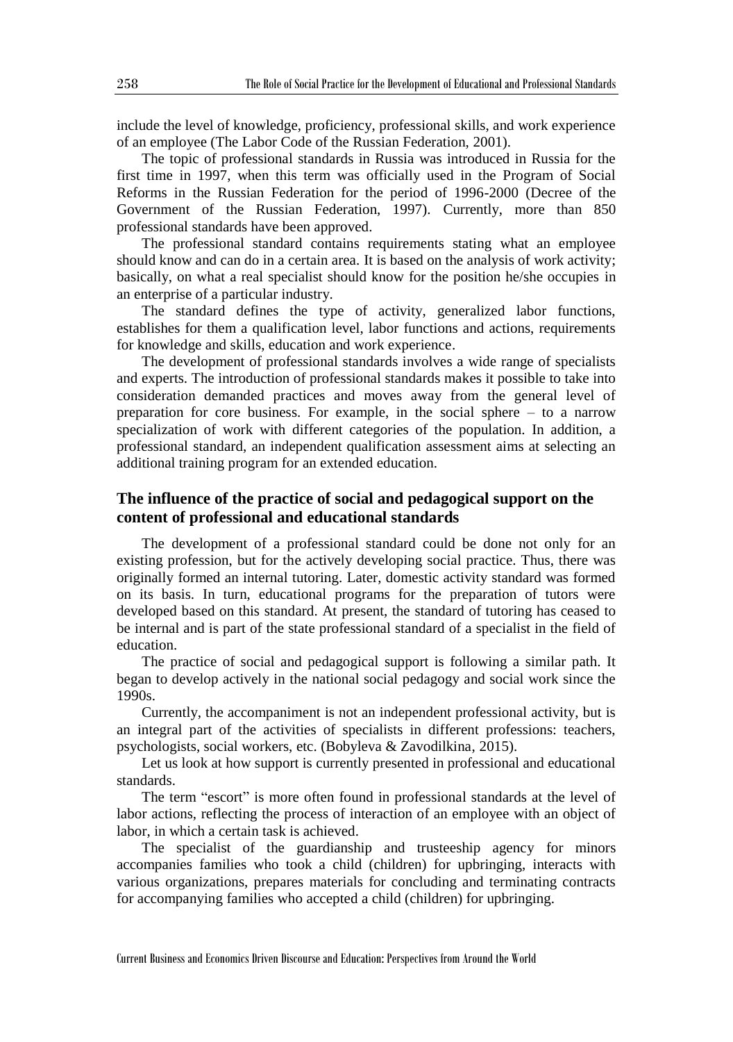include the level of knowledge, proficiency, professional skills, and work experience of an employee (The Labor Code of the Russian Federation, 2001).

The topic of professional standards in Russia was introduced in Russia for the first time in 1997, when this term was officially used in the Program of Social Reforms in the Russian Federation for the period of 1996-2000 (Decree of the Government of the Russian Federation, 1997). Currently, more than 850 professional standards have been approved.

The professional standard contains requirements stating what an employee should know and can do in a certain area. It is based on the analysis of work activity; basically, on what a real specialist should know for the position he/she occupies in an enterprise of a particular industry.

The standard defines the type of activity, generalized labor functions, establishes for them a qualification level, labor functions and actions, requirements for knowledge and skills, education and work experience.

The development of professional standards involves a wide range of specialists and experts. The introduction of professional standards makes it possible to take into consideration demanded practices and moves away from the general level of preparation for core business. For example, in the social sphere – to a narrow specialization of work with different categories of the population. In addition, a professional standard, an independent qualification assessment aims at selecting an additional training program for an extended education.

## The influence of the practice of social and pedagogical support on the content of professional and educational standards

The development of a professional standard could be done not only for an existing profession, but for the actively developing social practice. Thus, there was originally formed an internal tutoring. Later, domestic activity standard was formed on its basis. In turn, educational programs for the preparation of tutors were developed based on this standard. At present, the standard of tutoring has ceased to be internal and is part of the state professional standard of a specialist in the field of education.

The practice of social and pedagogical support is following a similar path. It began to develop actively in the national social pedagogy and social work since the 1990s.

Currently, the accompaniment is not an independent professional activity, but is an integral part of the activities of specialists in different professions: teachers, psychologists, social workers, etc. (Bobyleva & Zavodilkina, 2015).

Let us look at how support is currently presented in professional and educational standards.

The term "escort" is more often found in professional standards at the level of labor actions, reflecting the process of interaction of an employee with an object of labor, in which a certain task is achieved.

The specialist of the guardianship and trusteeship agency for minors accompanies families who took a child (children) for upbringing, interacts with various organizations, prepares materials for concluding and terminating contracts for accompanying families who accepted a child (children) for upbringing.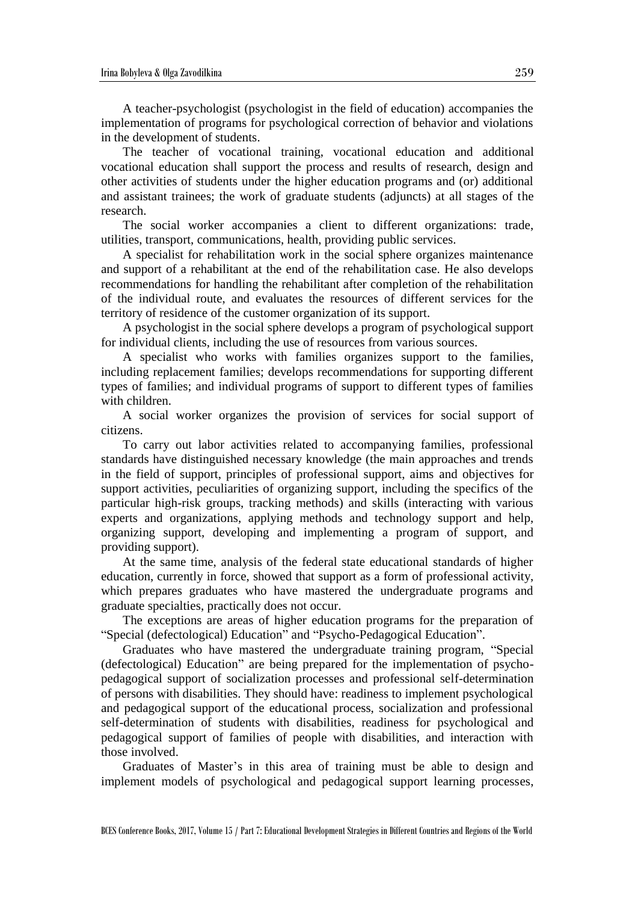A teacher-psychologist (psychologist in the field of education) accompanies the implementation of programs for psychological correction of behavior and violations in the development of students.

The teacher of vocational training, vocational education and additional vocational education shall support the process and results of research, design and other activities of students under the higher education programs and (or) additional and assistant trainees; the work of graduate students (adjuncts) at all stages of the research.

The social worker accompanies a client to different organizations: trade, utilities, transport, communications, health, providing public services.

A specialist for rehabilitation work in the social sphere organizes maintenance and support of a rehabilitant at the end of the rehabilitation case. He also develops recommendations for handling the rehabilitant after completion of the rehabilitation of the individual route, and evaluates the resources of different services for the territory of residence of the customer organization of its support.

A psychologist in the social sphere develops a program of psychological support for individual clients, including the use of resources from various sources.

A specialist who works with families organizes support to the families, including replacement families; develops recommendations for supporting different types of families; and individual programs of support to different types of families with children.

A social worker organizes the provision of services for social support of citizens.

To carry out labor activities related to accompanying families, professional standards have distinguished necessary knowledge (the main approaches and trends in the field of support, principles of professional support, aims and objectives for support activities, peculiarities of organizing support, including the specifics of the particular high-risk groups, tracking methods) and skills (interacting with various experts and organizations, applying methods and technology support and help, organizing support, developing and implementing a program of support, and providing support).

At the same time, analysis of the federal state educational standards of higher education, currently in force, showed that support as a form of professional activity, which prepares graduates who have mastered the undergraduate programs and graduate specialties, practically does not occur.

The exceptions are areas of higher education programs for the preparation of "Special (defectological) Education" and "Psycho-Pedagogical Education".

Graduates who have mastered the undergraduate training program, "Special (defectological) Education" are being prepared for the implementation of psycho-pedagogical support of socialization processes and professional self-determination of persons with disabilities. They should have: readiness to implement psychological and pedagogical support of the educational process, socialization and professional self-determination of students with disabilities, readiness for psychological and pedagogical support of families of people with disabilities, and interaction with those involved.

Graduates of Master's in this area of training must be able to design and implement models of psychological and pedagogical support learning processes,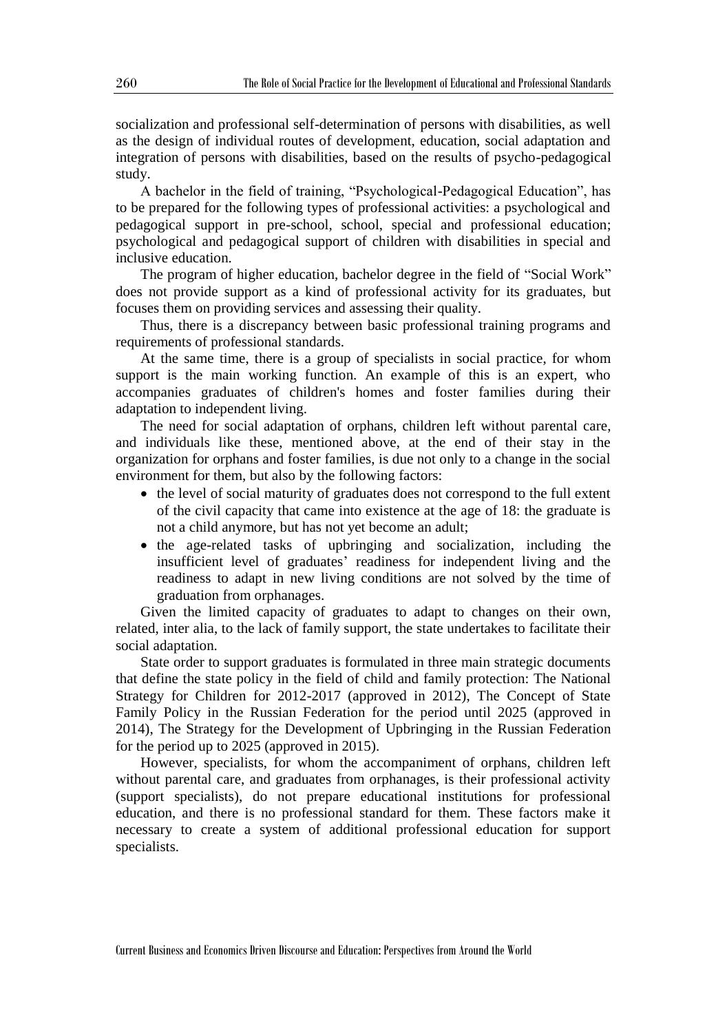socialization and professional self-determination of persons with disabilities, as well as the design of individual routes of development, education, social adaptation and integration of persons with disabilities, based on the results of psycho-pedagogical study.

A bachelor in the field of training, "Psychological-Pedagogical Education", has to be prepared for the following types of professional activities: a psychological and pedagogical support in pre-school, school, special and professional education; psychological and pedagogical support of children with disabilities in special and inclusive education.

The program of higher education, bachelor degree in the field of "Social Work" does not provide support as a kind of professional activity for its graduates, but focuses them on providing services and assessing their quality.

Thus, there is a discrepancy between basic professional training programs and requirements of professional standards.

At the same time, there is a group of specialists in social practice, for whom support is the main working function. An example of this is an expert, who accompanies graduates of children's homes and foster families during their adaptation to independent living.

The need for social adaptation of orphans, children left without parental care, and individuals like these, mentioned above, at the end of their stay in the organization for orphans and foster families, is due not only to a change in the social environment for them, but also by the following factors:

- the level of social maturity of graduates does not correspond to the full extent of the civil capacity that came into existence at the age of 18: the graduate is not a child anymore, but has not yet become an adult;
- the age-related tasks of upbringing and socialization, including the insufficient level of graduates' readiness for independent living and the readiness to adapt in new living conditions are not solved by the time of graduation from orphanages.

Given the limited capacity of graduates to adapt to changes on their own, related, inter alia, to the lack of family support, the state undertakes to facilitate their social adaptation.

State order to support graduates is formulated in three main strategic documents that define the state policy in the field of child and family protection: The National Strategy for Children for 2012-2017 (approved in 2012), The Concept of State Family Policy in the Russian Federation for the period until 2025 (approved in 2014), The Strategy for the Development of Upbringing in the Russian Federation for the period up to 2025 (approved in 2015).

However, specialists, for whom the accompaniment of orphans, children left without parental care, and graduates from orphanages, is their professional activity (support specialists), do not prepare educational institutions for professional education, and there is no professional standard for them. These factors make it necessary to create a system of additional professional education for support specialists.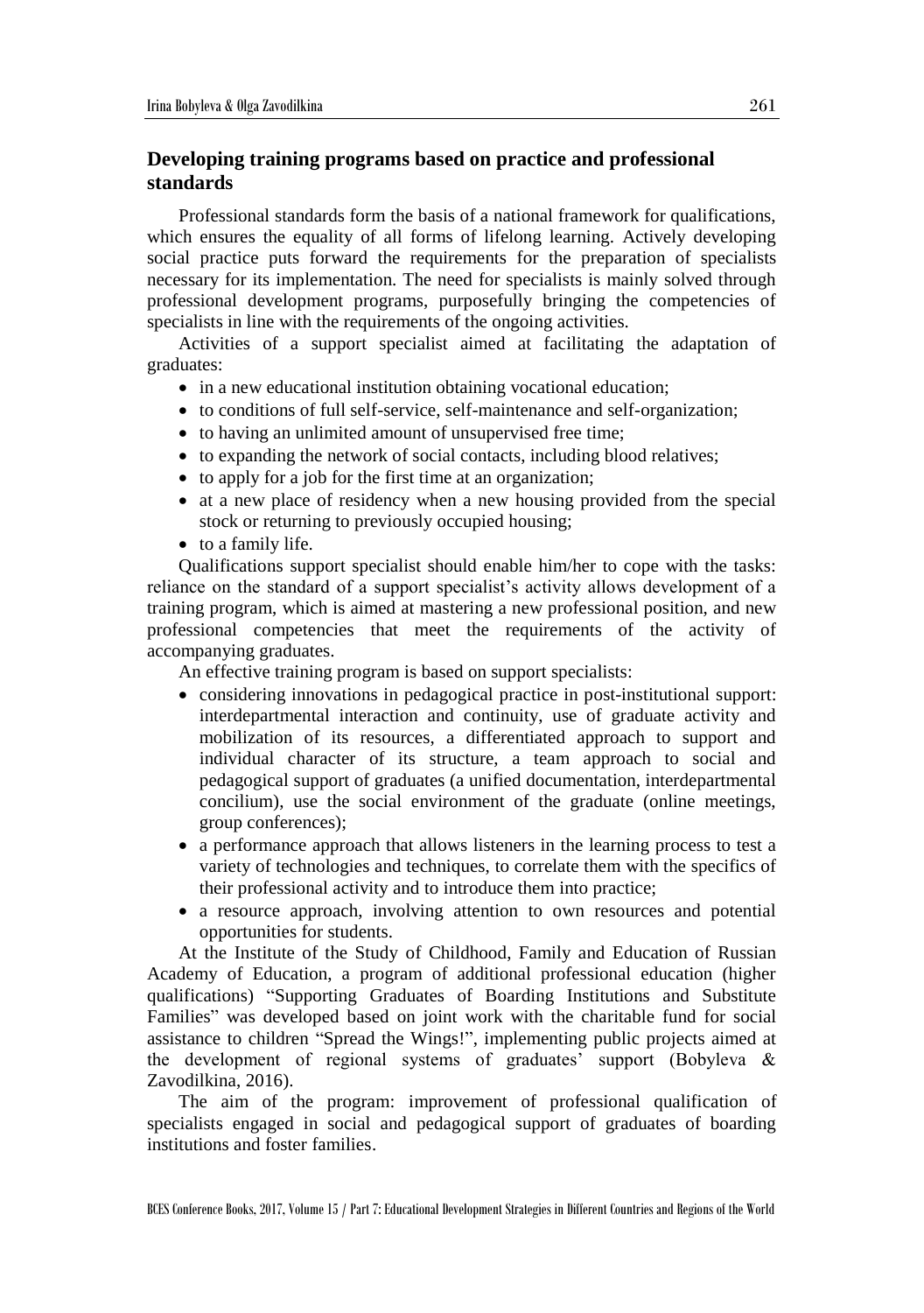## Developing training programs based on practice and professional standards

Professional standards form the basis of a national framework for qualifications, which ensures the equality of all forms of lifelong learning. Actively developing social practice puts forward the requirements for the preparation of specialists necessary for its implementation. The need for specialists is mainly solved through professional development programs, purposefully bringing the competencies of specialists in line with the requirements of the ongoing activities.

Activities of a support specialist aimed at facilitating the adaptation of graduates:

- in a new educational institution obtaining vocational education;
- to conditions of full self-service, self-maintenance and self-organization;
- to having an unlimited amount of unsupervised free time;
- to expanding the network of social contacts, including blood relatives;
- to apply for a job for the first time at an organization;
- at a new place of residency when a new housing provided from the special stock or returning to previously occupied housing;
- to a family life.

Qualifications support specialist should enable him/her to cope with the tasks: reliance on the standard of a support specialist's activity allows development of a training program, which is aimed at mastering a new professional position, and new professional competencies that meet the requirements of the activity of accompanying graduates.

An effective training program is based on support specialists:

- considering innovations in pedagogical practice in post-institutional support: interdepartmental interaction and continuity, use of graduate activity and mobilization of its resources, a differentiated approach to support and individual character of its structure, a team approach to social and pedagogical support of graduates (a unified documentation, interdepartmental concilium), use the social environment of the graduate (online meetings, group conferences);
- a performance approach that allows listeners in the learning process to test a variety of technologies and techniques, to correlate them with the specifics of their professional activity and to introduce them into practice;
- a resource approach, involving attention to own resources and potential opportunities for students.

At the Institute of the Study of Childhood, Family and Education of Russian Academy of Education, a program of additional professional education (higher qualifications) "Supporting Graduates of Boarding Institutions and Substitute Families" was developed based on joint work with the charitable fund for social assistance to children "Spread the Wings!", implementing public projects aimed at the development of regional systems of graduates' support (Bobyleva & Zavodilkina, 2016).

The aim of the program: improvement of professional qualification of specialists engaged in social and pedagogical support of graduates of boarding institutions and foster families.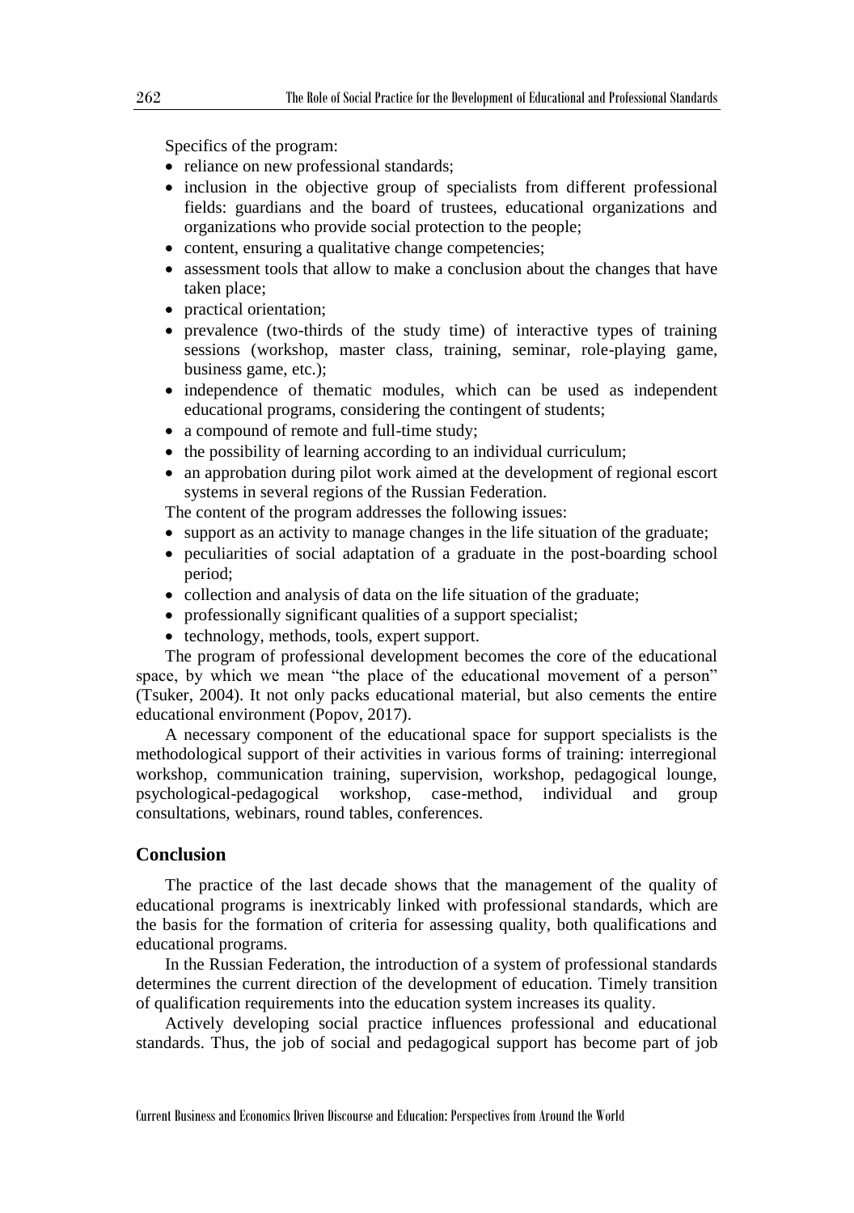Specifics of the program:

- reliance on new professional standards;
- inclusion in the objective group of specialists from different professional fields: guardians and the board of trustees, educational organizations and organizations who provide social protection to the people;
- content, ensuring a qualitative change competencies;
- assessment tools that allow to make a conclusion about the changes that have taken place;
- practical orientation;
- prevalence (two-thirds of the study time) of interactive types of training sessions (workshop, master class, training, seminar, role-playing game, business game, etc.);
- independence of thematic modules, which can be used as independent educational programs, considering the contingent of students;
- a compound of remote and full-time study;
- the possibility of learning according to an individual curriculum;
- an approbation during pilot work aimed at the development of regional escort systems in several regions of the Russian Federation.

The content of the program addresses the following issues:

- support as an activity to manage changes in the life situation of the graduate;
- peculiarities of social adaptation of a graduate in the post-boarding school period;
- collection and analysis of data on the life situation of the graduate;
- professionally significant qualities of a support specialist;
- technology, methods, tools, expert support.

The program of professional development becomes the core of the educational space, by which we mean "the place of the educational movement of a person" (Tsuker, 2004). It not only packs educational material, but also cements the entire educational environment (Popov, 2017).

A necessary component of the educational space for support specialists is the methodological support of their activities in various forms of training: interregional workshop, communication training, supervision, workshop, pedagogical lounge, psychological-pedagogical workshop, case-method, individual and group consultations, webinars, round tables, conferences.

## Conclusion

The practice of the last decade shows that the management of the quality of educational programs is inextricably linked with professional standards, which are the basis for the formation of criteria for assessing quality, both qualifications and educational programs.

In the Russian Federation, the introduction of a system of professional standards determines the current direction of the development of education. Timely transition of qualification requirements into the education system increases its quality.

Actively developing social practice influences professional and educational standards. Thus, the job of social and pedagogical support has become part of job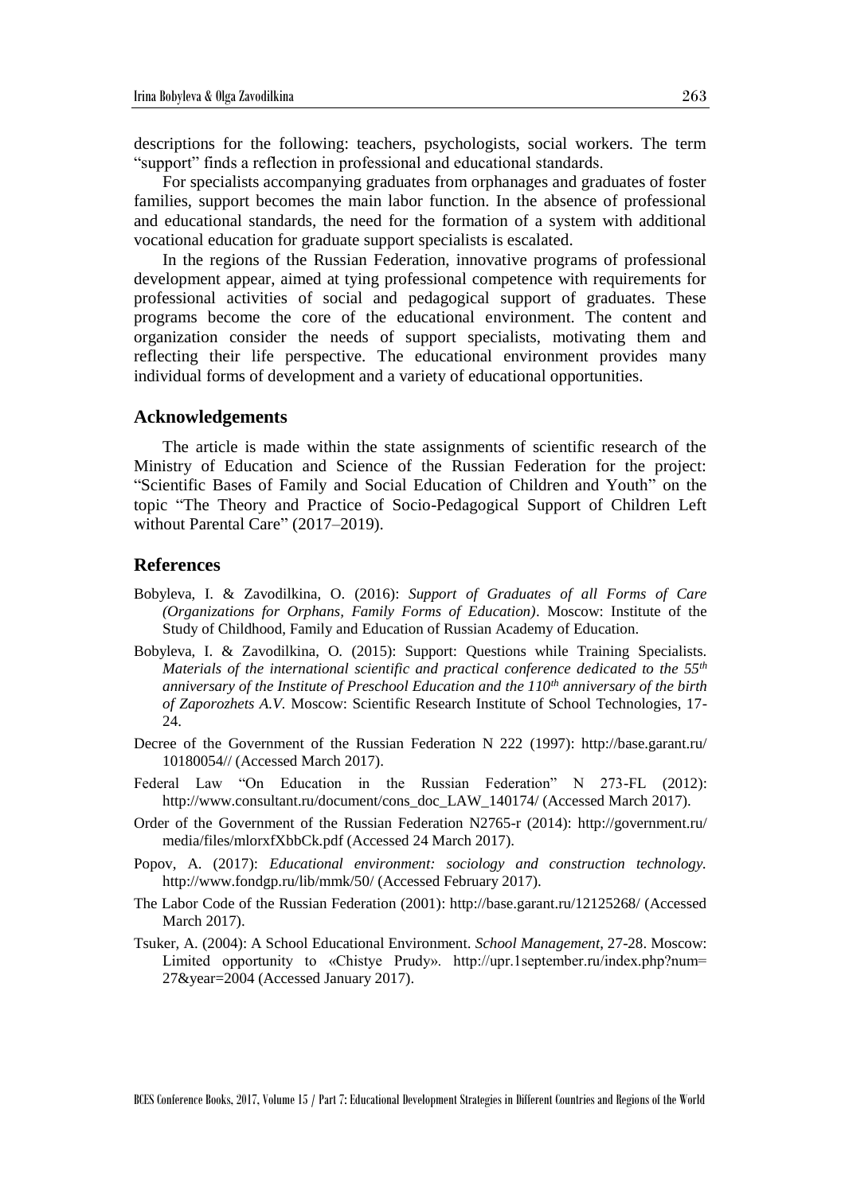descriptions for the following: teachers, psychologists, social workers. The term "support" finds a reflection in professional and educational standards.

For specialists accompanying graduates from orphanages and graduates of foster families, support becomes the main labor function. In the absence of professional and educational standards, the need for the formation of a system with additional vocational education for graduate support specialists is escalated.

In the regions of the Russian Federation, innovative programs of professional development appear, aimed at tying professional competence with requirements for professional activities of social and pedagogical support of graduates. These programs become the core of the educational environment. The content and organization consider the needs of support specialists, motivating them and reflecting their life perspective. The educational environment provides many individual forms of development and a variety of educational opportunities.

## Acknowledgements

The article is made within the state assignments of scientific research of the Ministry of Education and Science of the Russian Federation for the project: "Scientific Bases of Family and Social Education of Children and Youth" on the topic "The Theory and Practice of Socio-Pedagogical Support of Children Left without Parental Care" (2017–2019).

## References

Bobyleva, I. & Zavodilkina, O. (2016): *Support of Graduates of all Forms of Care (Organizations for Orphans, Family Forms of Education)*. Moscow: Institute of the Study of Childhood, Family and Education of Russian Academy of Education.

Bobyleva, I. & Zavodilkina, O. (2015): Support: Questions while Training Specialists. *Materials of the international scientific and practical conference dedicated to the 55th anniversary of the Institute of Preschool Education and the 110th anniversary of the birth of Zaporozhets A.V.* Moscow: Scientific Research Institute of School Technologies, 17-24.

Decree of the Government of the Russian Federation N 222 (1997): http://base.garant.ru/10180054// (Accessed March 2017).

Federal Law "On Education in the Russian Federation" N 273-FL (2012): http://www.consultant.ru/document/cons_doc_LAW_140174/ (Accessed March 2017).

Order of the Government of the Russian Federation N2765-r (2014): http://government.ru/media/files/mlorxfXbbCk.pdf (Accessed 24 March 2017).

Popov, A. (2017): *Educational environment: sociology and construction technology.* http://www.fondgp.ru/lib/mmk/50/ (Accessed February 2017).

The Labor Code of the Russian Federation (2001): http://base.garant.ru/12125268/ (Accessed March 2017).

Tsuker, A. (2004): A School Educational Environment. *School Management*, 27-28. Moscow: Limited opportunity to «Chistye Prudy». http://upr.1september.ru/index.php?num=27&year=2004 (Accessed January 2017).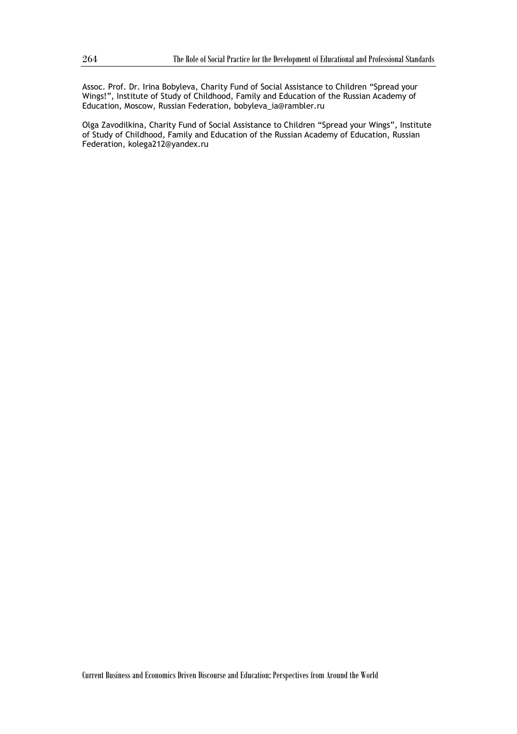Assoc. Prof. Dr. Irina Bobyleva, Charity Fund of Social Assistance to Children “Spread your Wings!”, Institute of Study of Childhood, Family and Education of the Russian Academy of Education, Moscow, Russian Federation, bobyleva_ia@rambler.ru

Olga Zavodilkina, Charity Fund of Social Assistance to Children “Spread your Wings”, Institute of Study of Childhood, Family and Education of the Russian Academy of Education, Russian Federation, kolega212@yandex.ru